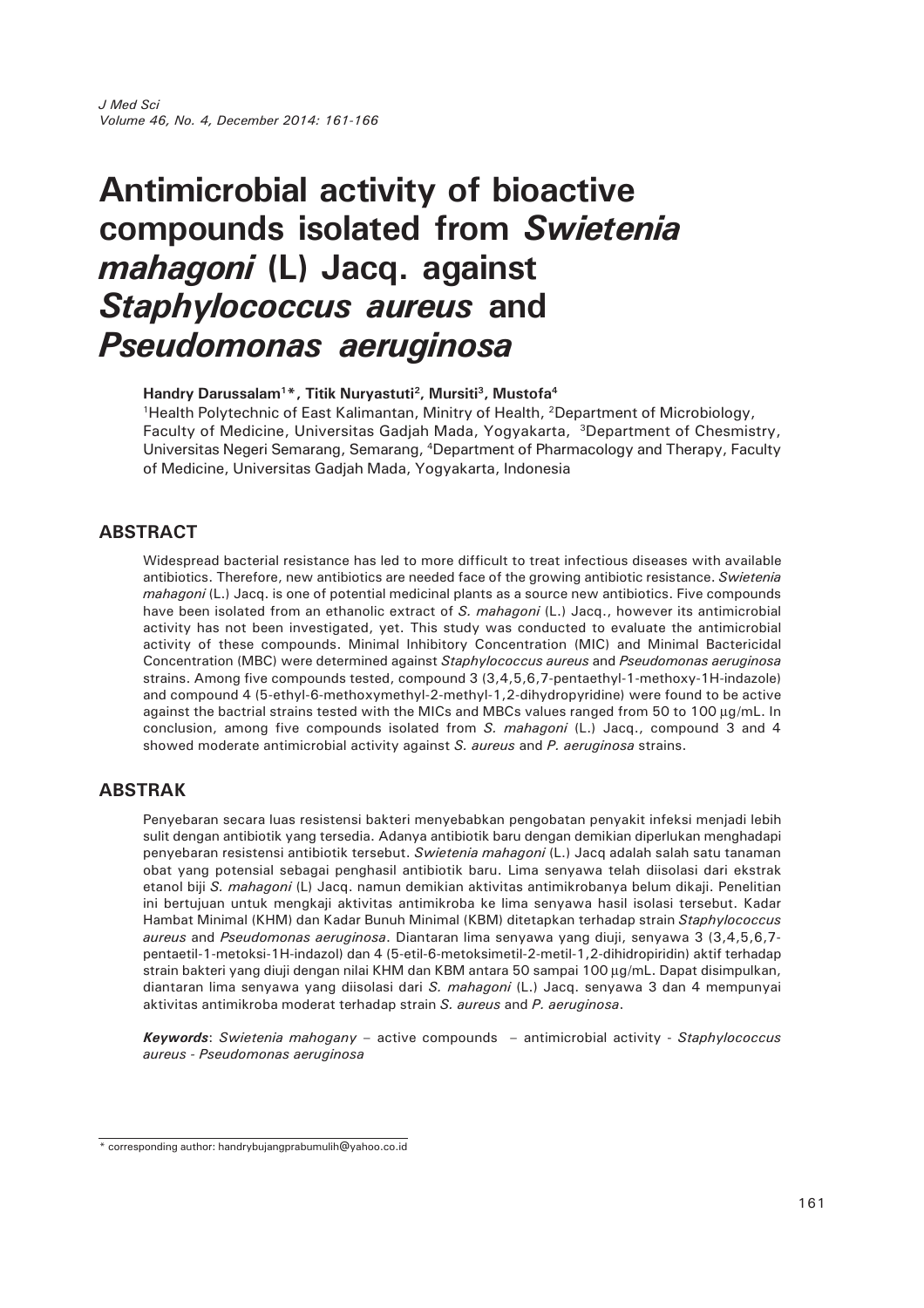# Antimicrobial activity of bioactive compounds isolated from *Swietenia mahagoni* (L) Jacq. against *Staphylococcus aureus* and *Pseudomonas aeruginosa*

**Handry Darussalam[1]\*, Titik Nuryastuti[2], Mursiti[3], Mustofa[4]**

[1]Health Polytechnic of East Kalimantan, Minitry of Health, [2]Department of Microbiology, Faculty of Medicine, Universitas Gadjah Mada, Yogyakarta, [3]Department of Chesmistry, Universitas Negeri Semarang, Semarang, [4]Department of Pharmacology and Therapy, Faculty of Medicine, Universitas Gadjah Mada, Yogyakarta, Indonesia

## ABSTRACT

Widespread bacterial resistance has led to more difficult to treat infectious diseases with available antibiotics. Therefore, new antibiotics are needed face of the growing antibiotic resistance. *Swietenia mahagoni* (L.) Jacq. is one of potential medicinal plants as a source new antibiotics. Five compounds have been isolated from an ethanolic extract of *S. mahagoni* (L.) Jacq., however its antimicrobial activity has not been investigated, yet. This study was conducted to evaluate the antimicrobial activity of these compounds. Minimal Inhibitory Concentration (MIC) and Minimal Bactericidal Concentration (MBC) were determined against *Staphylococcus aureus* and *Pseudomonas aeruginosa* strains. Among five compounds tested, compound 3 (3,4,5,6,7-pentaethyl-1-methoxy-1H-indazole) and compound 4 (5-ethyl-6-methoxymethyl-2-methyl-1,2-dihydropyridine) were found to be active against the bactrial strains tested with the MICs and MBCs values ranged from 50 to 100 μg/mL. In conclusion, among five compounds isolated from *S. mahagoni* (L.) Jacq., compound 3 and 4 showed moderate antimicrobial activity against *S. aureus* and *P. aeruginosa* strains.

## ABSTRAK

Penyebaran secara luas resistensi bakteri menyebabkan pengobatan penyakit infeksi menjadi lebih sulit dengan antibiotik yang tersedia. Adanya antibiotik baru dengan demikian diperlukan menghadapi penyebaran resistensi antibiotik tersebut. *Swietenia mahagoni* (L.) Jacq adalah salah satu tanaman obat yang potensial sebagai penghasil antibiotik baru. Lima senyawa telah diisolasi dari ekstrak etanol biji *S. mahagoni* (L) Jacq. namun demikian aktivitas antimikrobanya belum dikaji. Penelitian ini bertujuan untuk mengkaji aktivitas antimikroba ke lima senyawa hasil isolasi tersebut. Kadar Hambat Minimal (KHM) dan Kadar Bunuh Minimal (KBM) ditetapkan terhadap strain *Staphylococcus aureus* and *Pseudomonas aeruginosa*. Diantaran lima senyawa yang diuji, senyawa 3 (3,4,5,6,7-pentaetil-1-metoksi-1H-indazol) dan 4 (5-etil-6-metoksimetil-2-metil-1,2-dihidropiridin) aktif terhadap strain bakteri yang diuji dengan nilai KHM dan KBM antara 50 sampai 100 μg/mL. Dapat disimpulkan, diantaran lima senyawa yang diisolasi dari *S. mahagoni* (L.) Jacq. senyawa 3 dan 4 mempunyai aktivitas antimikroba moderat terhadap strain *S. aureus* and *P. aeruginosa*.

***Keywords***: *Swietenia mahogany* – active compounds – antimicrobial activity - *Staphylococcus aureus* - *Pseudomonas aeruginosa*

---

\* corresponding author: handrybujangprabumulih@yahoo.co.id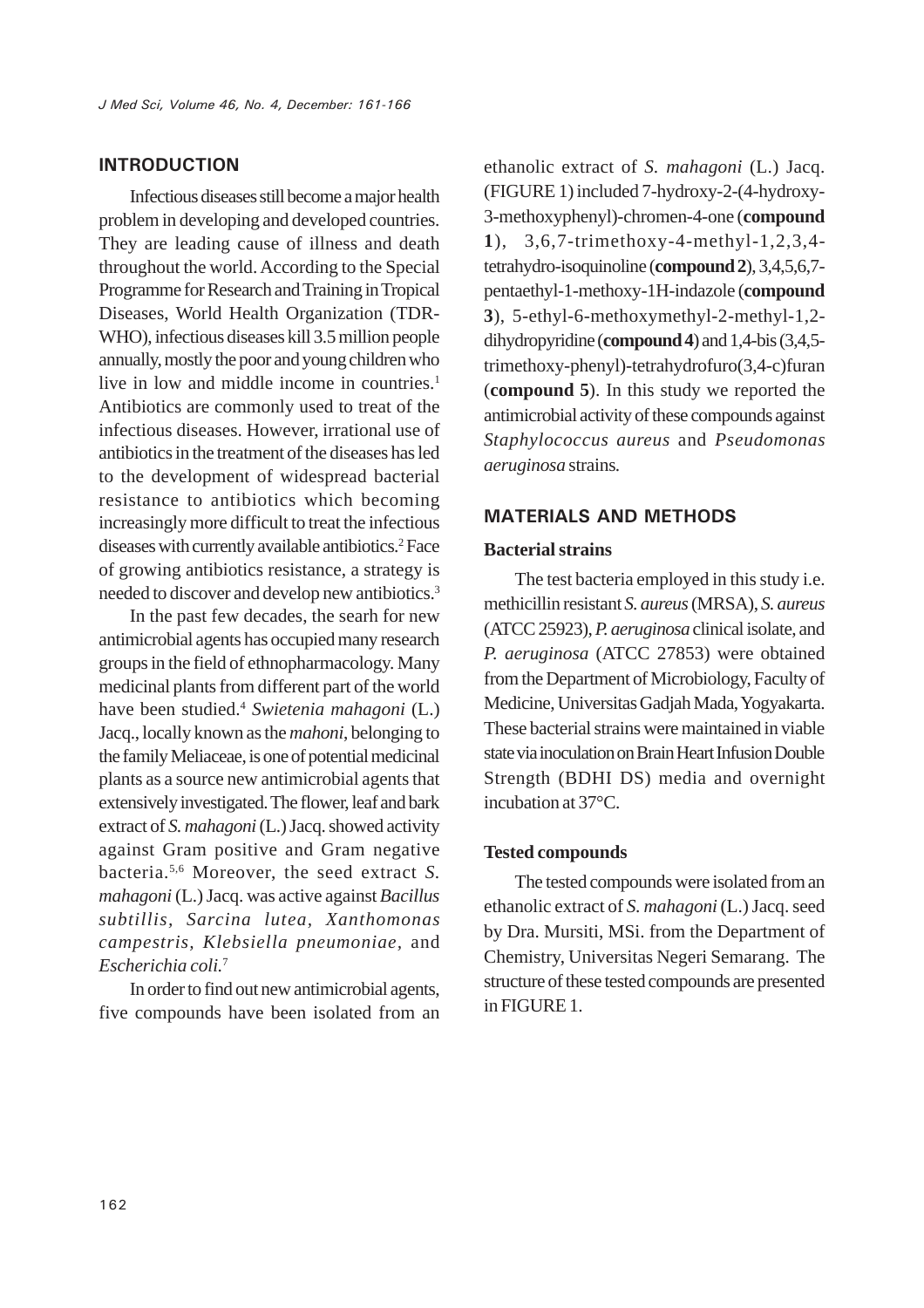## INTRODUCTION

Infectious diseases still become a major health problem in developing and developed countries. They are leading cause of illness and death throughout the world. According to the Special Programme for Research and Training in Tropical Diseases, World Health Organization (TDR-WHO), infectious diseases kill 3.5 million people annually, mostly the poor and young children who live in low and middle income in countries.[1] Antibiotics are commonly used to treat of the infectious diseases. However, irrational use of antibiotics in the treatment of the diseases has led to the development of widespread bacterial resistance to antibiotics which becoming increasingly more difficult to treat the infectious diseases with currently available antibiotics.[2] Face of growing antibiotics resistance, a strategy is needed to discover and develop new antibiotics.[3]

In the past few decades, the searh for new antimicrobial agents has occupied many research groups in the field of ethnopharmacology. Many medicinal plants from different part of the world have been studied.[4] *Swietenia mahagoni* (L.) Jacq., locally known as the *mahoni*, belonging to the family Meliaceae, is one of potential medicinal plants as a source new antimicrobial agents that extensively investigated. The flower, leaf and bark extract of *S. mahagoni* (L.) Jacq. showed activity against Gram positive and Gram negative bacteria.[5,6] Moreover, the seed extract *S. mahagoni* (L.) Jacq. was active against *Bacillus subtillis, Sarcina lutea, Xanthomonas campestris, Klebsiella pneumoniae,* and *Escherichia coli.*[7]

In order to find out new antimicrobial agents, five compounds have been isolated from an ethanolic extract of *S. mahagoni* (L.) Jacq. (FIGURE 1) included 7-hydroxy-2-(4-hydroxy-3-methoxyphenyl)-chromen-4-one (**compound 1**), 3,6,7-trimethoxy-4-methyl-1,2,3,4-tetrahydro-isoquinoline (**compound 2**), 3,4,5,6,7-pentaethyl-1-methoxy-1H-indazole (**compound 3**), 5-ethyl-6-methoxymethyl-2-methyl-1,2-dihydropyridine (**compound 4**) and 1,4-bis (3,4,5-trimethoxy-phenyl)-tetrahydrofuro(3,4-c)furan (**compound 5**). In this study we reported the antimicrobial activity of these compounds against *Staphylococcus aureus* and *Pseudomonas aeruginosa* strains.

## MATERIALS AND METHODS

### Bacterial strains

The test bacteria employed in this study i.e. methicillin resistant *S. aureus* (MRSA), *S. aureus* (ATCC 25923), *P. aeruginosa* clinical isolate, and *P. aeruginosa* (ATCC 27853) were obtained from the Department of Microbiology, Faculty of Medicine, Universitas Gadjah Mada, Yogyakarta. These bacterial strains were maintained in viable state via inoculation on Brain Heart Infusion Double Strength (BDHI DS) media and overnight incubation at 37°C.

### Tested compounds

The tested compounds were isolated from an ethanolic extract of *S. mahagoni* (L.) Jacq. seed by Dra. Mursiti, MSi. from the Department of Chemistry, Universitas Negeri Semarang. The structure of these tested compounds are presented in FIGURE 1.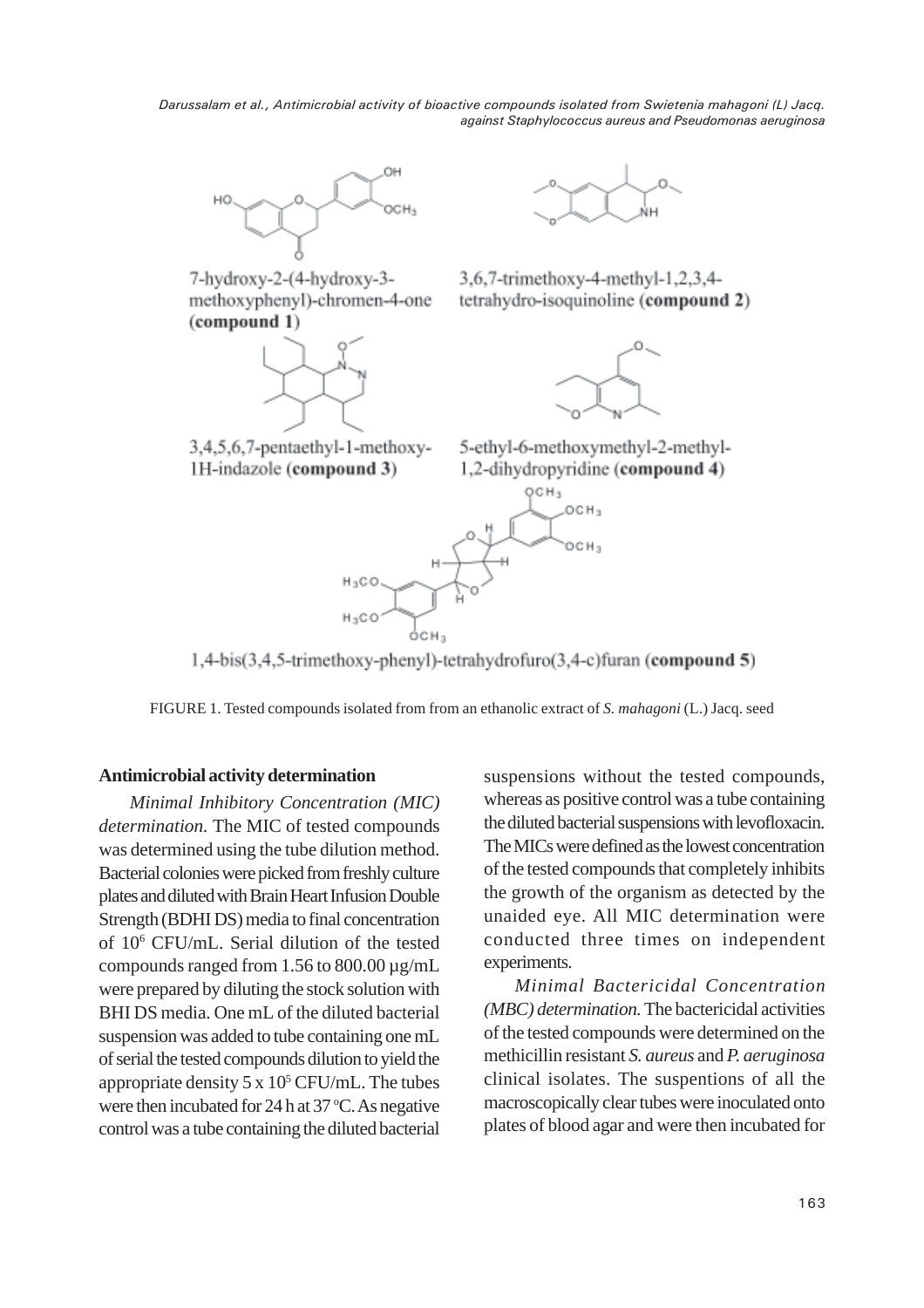7-hydroxy-2-(4-hydroxy-3-methoxyphenyl)-chromen-4-one (**compound 1**)

3,6,7-trimethoxy-4-methyl-1,2,3,4-tetrahydro-isoquinoline (**compound 2**)

3,4,5,6,7-pentaethyl-1-methoxy-1H-indazole (**compound 3**)

5-ethyl-6-methoxymethyl-2-methyl-1,2-dihydropyridine (**compound 4**)

1,4-bis(3,4,5-trimethoxy-phenyl)-tetrahydrofuro(3,4-c)furan (**compound 5**)

FIGURE 1. Tested compounds isolated from from an ethanolic extract of *S. mahagoni* (L.) Jacq. seed

**Antimicrobial activity determination**

*Minimal Inhibitory Concentration (MIC) determination.* The MIC of tested compounds was determined using the tube dilution method. Bacterial colonies were picked from freshly culture plates and diluted with Brain Heart Infusion Double Strength (BDHI DS) media to final concentration of $10^6$ CFU/mL. Serial dilution of the tested compounds ranged from 1.56 to 800.00 µg/mL were prepared by diluting the stock solution with BHI DS media. One mL of the diluted bacterial suspension was added to tube containing one mL of serial the tested compounds dilution to yield the appropriate density $5 \times 10^5$ CFU/mL. The tubes were then incubated for 24 h at 37 °C. As negative control was a tube containing the diluted bacterial suspensions without the tested compounds, whereas as positive control was a tube containing the diluted bacterial suspensions with levofloxacin. The MICs were defined as the lowest concentration of the tested compounds that completely inhibits the growth of the organism as detected by the unaided eye. All MIC determination were conducted three times on independent experiments.

*Minimal Bactericidal Concentration (MBC) determination.* The bactericidal activities of the tested compounds were determined on the methicillin resistant *S. aureus* and *P. aeruginosa* clinical isolates. The suspensions of all the macroscopically clear tubes were inoculated onto plates of blood agar and were then incubated for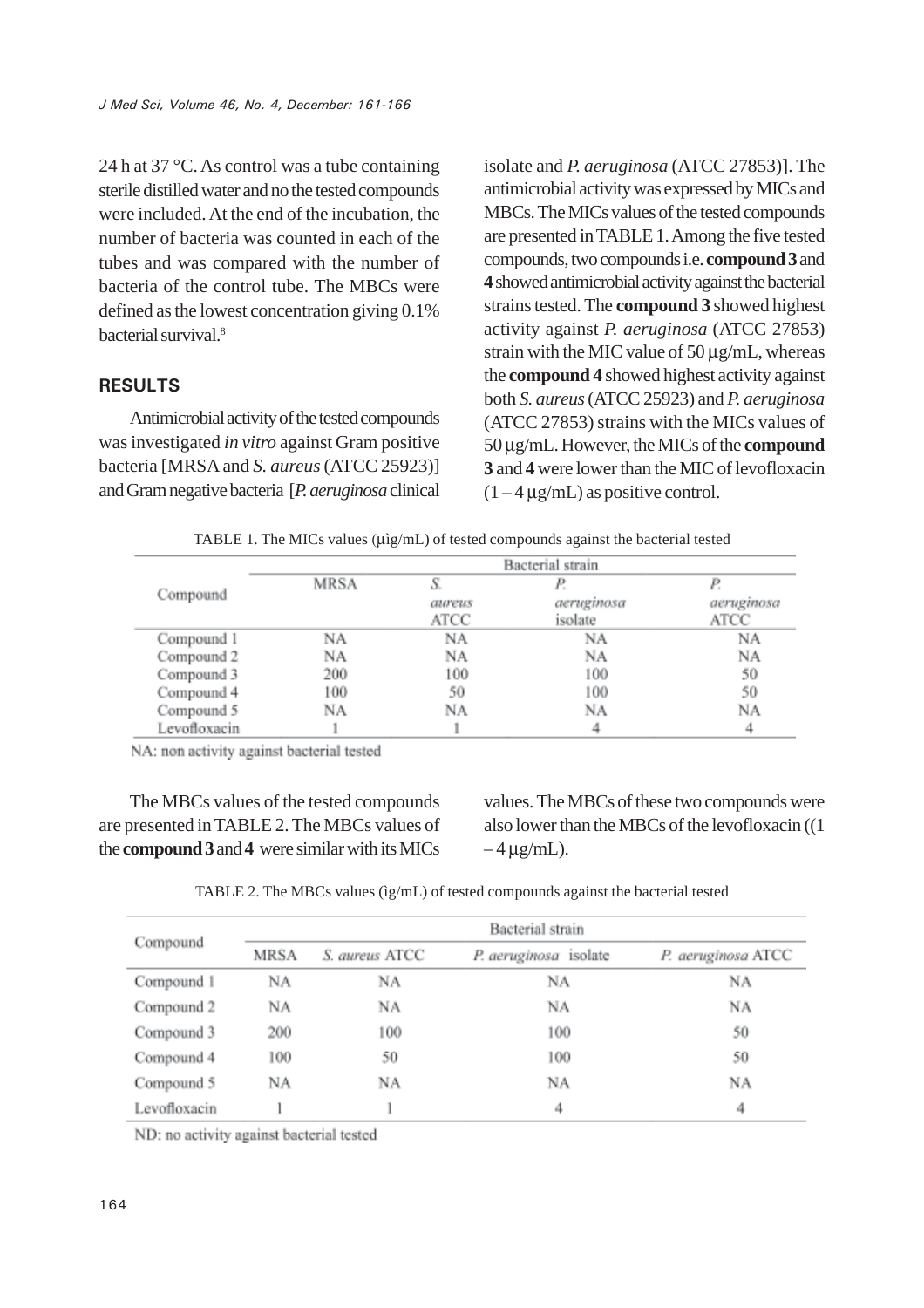24 h at 37 °C. As control was a tube containing sterile distilled water and no the tested compounds were included. At the end of the incubation, the number of bacteria was counted in each of the tubes and was compared with the number of bacteria of the control tube. The MBCs were defined as the lowest concentration giving 0.1% bacterial survival.[8]

## RESULTS

Antimicrobial activity of the tested compounds was investigated *in vitro* against Gram positive bacteria [MRSA and *S. aureus* (ATCC 25923)] and Gram negative bacteria [*P. aeruginosa* clinical isolate and *P. aeruginosa* (ATCC 27853)]. The antimicrobial activity was expressed by MICs and MBCs. The MICs values of the tested compounds are presented in TABLE 1. Among the five tested compounds, two compounds i.e. **compound 3** and **4** showed antimicrobial activity against the bacterial strains tested. The **compound 3** showed highest activity against *P. aeruginosa* (ATCC 27853) strain with the MIC value of 50 µg/mL, whereas the **compound 4** showed highest activity against both *S. aureus* (ATCC 25923) and *P. aeruginosa* (ATCC 27853) strains with the MICs values of 50 µg/mL. However, the MICs of the **compound 3** and **4** were lower than the MIC of levofloxacin (1 – 4 µg/mL) as positive control.

TABLE 1. The MICs values (µìg/mL) of tested compounds against the bacterial tested

| Compound | Bacterial strain | | | |
|---|---|---|---|---|
| | MRSA | *S. aureus* ATCC | *P. aeruginosa* isolate | *P. aeruginosa* ATCC |
| Compound 1 | NA | NA | NA | NA |
| Compound 2 | NA | NA | NA | NA |
| Compound 3 | 200 | 100 | 100 | 50 |
| Compound 4 | 100 | 50 | 100 | 50 |
| Compound 5 | NA | NA | NA | NA |
| Levofloxacin | 1 | 1 | 4 | 4 |

NA: non activity against bacterial tested

The MBCs values of the tested compounds are presented in TABLE 2. The MBCs values of the **compound 3** and **4** were similar with its MICs values. The MBCs of these two compounds were also lower than the MBCs of the levofloxacin ((1 – 4 µg/mL).

TABLE 2. The MBCs values (ìg/mL) of tested compounds against the bacterial tested

| Compound | Bacterial strain | | | |
|---|---|---|---|---|
| | MRSA | *S. aureus* ATCC | *P. aeruginosa* isolate | *P. aeruginosa* ATCC |
| Compound 1 | NA | NA | NA | NA |
| Compound 2 | NA | NA | NA | NA |
| Compound 3 | 200 | 100 | 100 | 50 |
| Compound 4 | 100 | 50 | 100 | 50 |
| Compound 5 | NA | NA | NA | NA |
| Levofloxacin | 1 | 1 | 4 | 4 |

ND: no activity against bacterial tested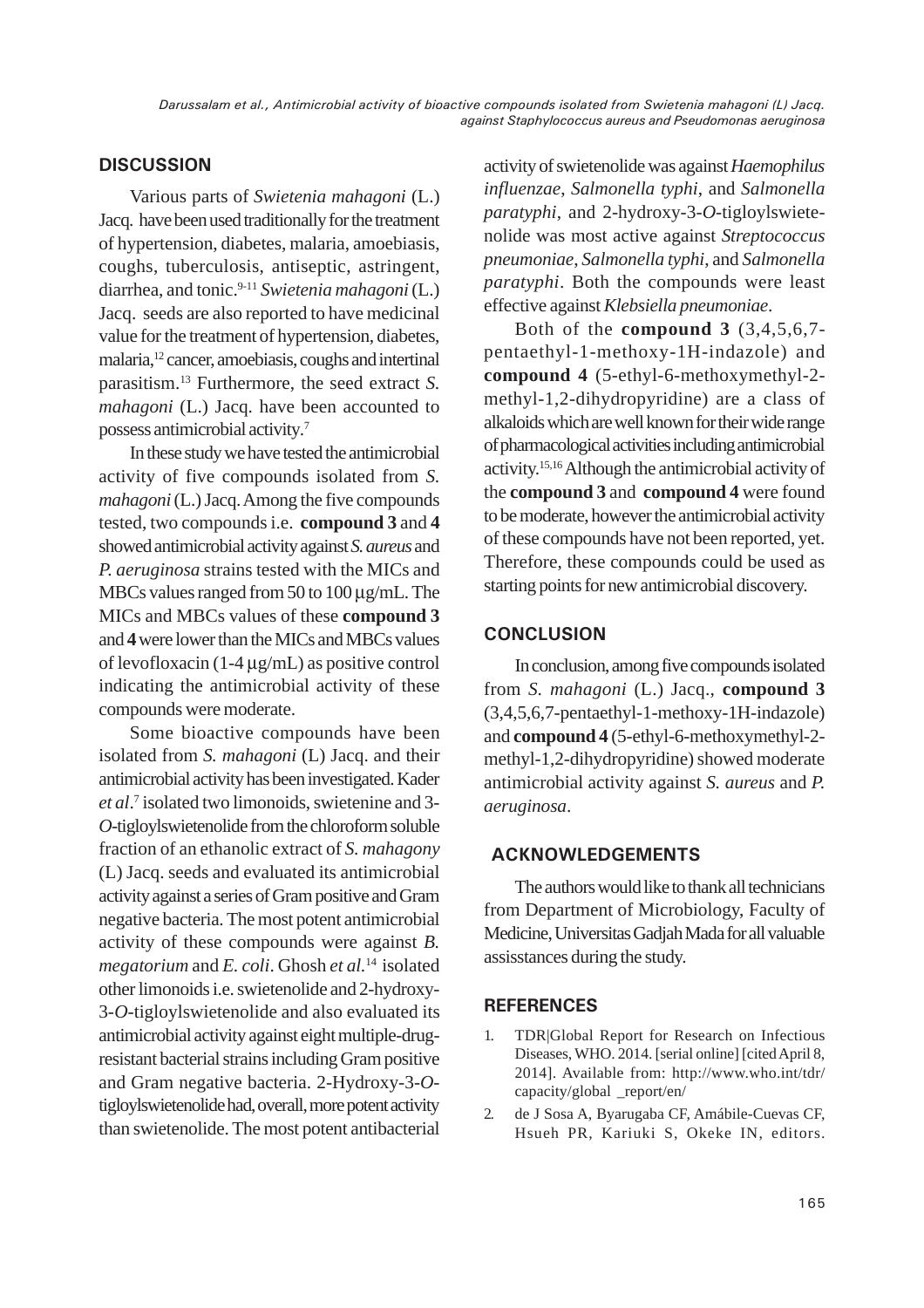## DISCUSSION

Various parts of *Swietenia mahagoni* (L.) Jacq. have been used traditionally for the treatment of hypertension, diabetes, malaria, amoebiasis, coughs, tuberculosis, antiseptic, astringent, diarrhea, and tonic.[9-11] *Swietenia mahagoni* (L.) Jacq. seeds are also reported to have medicinal value for the treatment of hypertension, diabetes, malaria,[12] cancer, amoebiasis, coughs and intertinal parasitism.[13] Furthermore, the seed extract *S. mahagoni* (L.) Jacq. have been accounted to possess antimicrobial activity.[7]

In these study we have tested the antimicrobial activity of five compounds isolated from *S. mahagoni* (L.) Jacq. Among the five compounds tested, two compounds i.e. **compound 3** and **4** showed antimicrobial activity against *S. aureus* and *P. aeruginosa* strains tested with the MICs and MBCs values ranged from 50 to 100 µg/mL. The MICs and MBCs values of these **compound 3** and **4** were lower than the MICs and MBCs values of levofloxacin (1-4 µg/mL) as positive control indicating the antimicrobial activity of these compounds were moderate.

Some bioactive compounds have been isolated from *S. mahagoni* (L) Jacq. and their antimicrobial activity has been investigated. Kader *et al*.[7] isolated two limonoids, swietenine and 3-*O*-tigloylswietenolide from the chloroform soluble fraction of an ethanolic extract of *S. mahagony* (L) Jacq. seeds and evaluated its antimicrobial activity against a series of Gram positive and Gram negative bacteria. The most potent antimicrobial activity of these compounds were against *B. megatorium* and *E. coli*. Ghosh *et al.*[14] isolated other limonoids i.e. swietenolide and 2-hydroxy-3-*O*-tigloylswietenolide and also evaluated its antimicrobial activity against eight multiple-drug-resistant bacterial strains including Gram positive and Gram negative bacteria. 2-Hydroxy-3-*O*-tigloylswietenolide had, overall, more potent activity than swietenolide. The most potent antibacterial activity of swietenolide was against *Haemophilus influenzae*, *Salmonella typhi*, and *Salmonella paratyphi*, and 2-hydroxy-3-*O*-tigloylswietenolide was most active against *Streptococcus pneumoniae*, *Salmonella typhi*, and *Salmonella paratyphi*. Both the compounds were least effective against *Klebsiella pneumoniae*.

Both of the **compound 3** (3,4,5,6,7-pentaethyl-1-methoxy-1H-indazole) and **compound 4** (5-ethyl-6-methoxymethyl-2-methyl-1,2-dihydropyridine) are a class of alkaloids which are well known for their wide range of pharmacological activities including antimicrobial activity.[15,16] Although the antimicrobial activity of the **compound 3** and **compound 4** were found to be moderate, however the antimicrobial activity of these compounds have not been reported, yet. Therefore, these compounds could be used as starting points for new antimicrobial discovery.

## CONCLUSION

In conclusion, among five compounds isolated from *S. mahagoni* (L.) Jacq., **compound 3** (3,4,5,6,7-pentaethyl-1-methoxy-1H-indazole) and **compound 4** (5-ethyl-6-methoxymethyl-2-methyl-1,2-dihydropyridine) showed moderate antimicrobial activity against *S. aureus* and *P. aeruginosa*.

## ACKNOWLEDGEMENTS

The authors would like to thank all technicians from Department of Microbiology, Faculty of Medicine, Universitas Gadjah Mada for all valuable assisstances during the study.

## REFERENCES

1. TDR|Global Report for Research on Infectious Diseases, WHO. 2014. [serial online] [cited April 8, 2014]. Available from: http://www.who.int/tdr/capacity/global _report/en/
2. de J Sosa A, Byarugaba CF, Amábile-Cuevas CF, Hsueh PR, Kariuki S, Okeke IN, editors.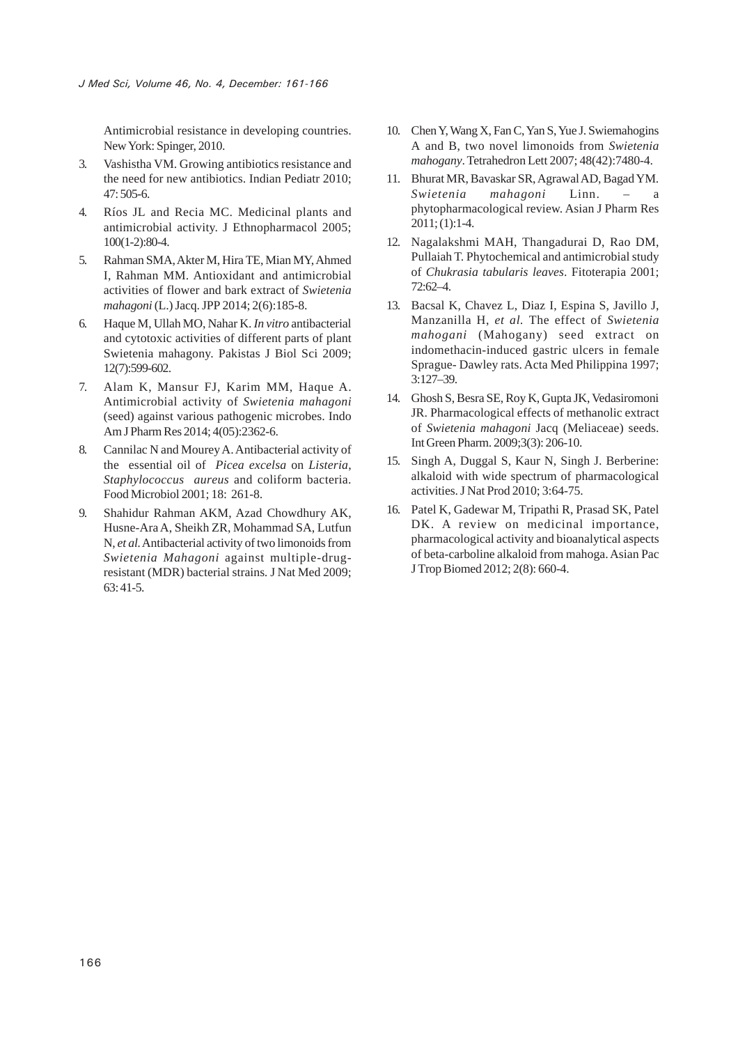Antimicrobial resistance in developing countries. New York: Spinger, 2010.

3. Vashistha VM. Growing antibiotics resistance and the need for new antibiotics. Indian Pediatr 2010; 47: 505-6.
4. Ríos JL and Recia MC. Medicinal plants and antimicrobial activity. J Ethnopharmacol 2005; 100(1-2):80-4.
5. Rahman SMA, Akter M, Hira TE, Mian MY, Ahmed I, Rahman MM. Antioxidant and antimicrobial activities of flower and bark extract of *Swietenia mahagoni* (L.) Jacq. JPP 2014; 2(6):185-8.
6. Haque M, Ullah MO, Nahar K. *In vitro* antibacterial and cytotoxic activities of different parts of plant Swietenia mahagony. Pakistas J Biol Sci 2009; 12(7):599-602.
7. Alam K, Mansur FJ, Karim MM, Haque A. Antimicrobial activity of *Swietenia mahagoni* (seed) against various pathogenic microbes. Indo Am J Pharm Res 2014; 4(05):2362-6.
8. Cannilac N and Mourey A. Antibacterial activity of the essential oil of *Picea excelsa* on *Listeria*, *Staphylococcus aureus* and coliform bacteria. Food Microbiol 2001; 18: 261-8.
9. Shahidur Rahman AKM, Azad Chowdhury AK, Husne-Ara A, Sheikh ZR, Mohammad SA, Lutfun N, *et al*. Antibacterial activity of two limonoids from *Swietenia Mahagoni* against multiple-drug-resistant (MDR) bacterial strains. J Nat Med 2009; 63: 41-5.
10. Chen Y, Wang X, Fan C, Yan S, Yue J. Swiemahogins A and B, two novel limonoids from *Swietenia mahogany*. Tetrahedron Lett 2007; 48(42):7480-4.
11. Bhurat MR, Bavaskar SR, Agrawal AD, Bagad YM. *Swietenia mahagoni* Linn. – a phytopharmacological review. Asian J Pharm Res 2011; (1):1-4.
12. Nagalakshmi MAH, Thangadurai D, Rao DM, Pullaiah T. Phytochemical and antimicrobial study of *Chukrasia tabularis leaves*. Fitoterapia 2001; 72:62–4.
13. Bacsal K, Chavez L, Diaz I, Espina S, Javillo J, Manzanilla H, *et al*. The effect of *Swietenia mahogani* (Mahogany) seed extract on indomethacin-induced gastric ulcers in female Sprague- Dawley rats. Acta Med Philippina 1997; 3:127–39.
14. Ghosh S, Besra SE, Roy K, Gupta JK, Vedasiromoni JR. Pharmacological effects of methanolic extract of *Swietenia mahagoni* Jacq (Meliaceae) seeds. Int Green Pharm. 2009;3(3): 206-10.
15. Singh A, Duggal S, Kaur N, Singh J. Berberine: alkaloid with wide spectrum of pharmacological activities. J Nat Prod 2010; 3:64-75.
16. Patel K, Gadewar M, Tripathi R, Prasad SK, Patel DK. A review on medicinal importance, pharmacological activity and bioanalytical aspects of beta-carboline alkaloid from mahoga. Asian Pac J Trop Biomed 2012; 2(8): 660-4.